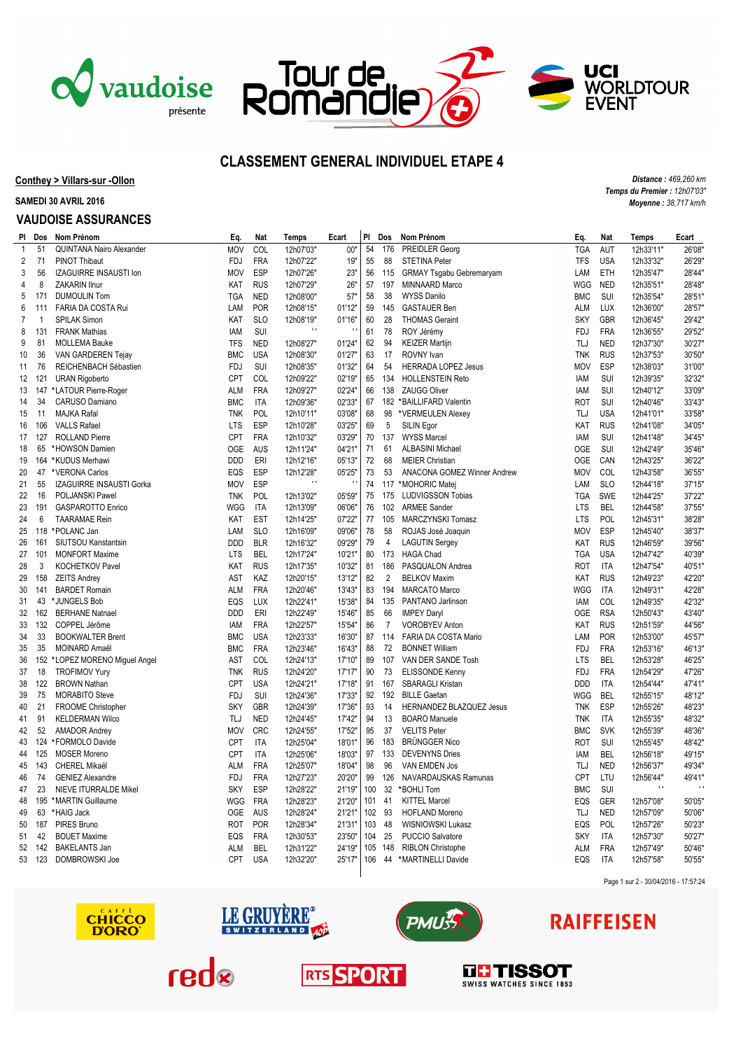# CLASSEMENT GENERAL INDIVIDUEL ETAPE 4

**Conthey > Villars-sur -Ollon**

**SAMEDI 30 AVRIL 2016**

## VAUDOISE ASSURANCES

*Distance : 469,260 km*
*Temps du Premier : 12h07'03"*
*Moyenne : 38,717 km/h*

| Pl | Dos | Nom Prénom | Eq. | Nat | Temps | Ecart |
|---|---|---|---|---|---|---|
| 1 | 51 | QUINTANA Nairo Alexander | MOV | COL | 12h07'03" | 00" |
| 2 | 71 | PINOT Thibaut | FDJ | FRA | 12h07'22" | 19" |
| 3 | 56 | IZAGUIRRE INSAUSTI Ion | MOV | ESP | 12h07'26" | 23" |
| 4 | 8 | ZAKARIN Ilnur | KAT | RUS | 12h07'29" | 26" |
| 5 | 171 | DUMOULIN Tom | TGA | NED | 12h08'00" | 57" |
| 6 | 111 | FARIA DA COSTA Rui | LAM | POR | 12h08'15" | 01'12" |
| 7 | 1 | SPILAK Simon | KAT | SLO | 12h08'19" | 01'16" |
| 8 | 131 | FRANK Mathias | IAM | SUI | ' ' | ' ' |
| 9 | 81 | MOLLEMA Bauke | TFS | NED | 12h08'27" | 01'24" |
| 10 | 36 | VAN GARDEREN Tejay | BMC | USA | 12h08'30" | 01'27" |
| 11 | 76 | REICHENBACH Sébastien | FDJ | SUI | 12h08'35" | 01'32" |
| 12 | 121 | URAN Rigoberto | CPT | COL | 12h09'22" | 02'19" |
| 13 | 147 | *LATOUR Pierre-Roger | ALM | FRA | 12h09'27" | 02'24" |
| 14 | 34 | CARUSO Damiano | BMC | ITA | 12h09'36" | 02'33" |
| 15 | 11 | MAJKA Rafal | TNK | POL | 12h10'11" | 03'08" |
| 16 | 106 | VALLS Rafael | LTS | ESP | 12h10'28" | 03'25" |
| 17 | 127 | ROLLAND Pierre | CPT | FRA | 12h10'32" | 03'29" |
| 18 | 65 | *HOWSON Damien | OGE | AUS | 12h11'24" | 04'21" |
| 19 | 164 | *KUDUS Merhawi | DDD | ERI | 12h12'16" | 05'13" |
| 20 | 47 | *VERONA Carlos | EQS | ESP | 12h12'28" | 05'25" |
| 21 | 55 | IZAGUIRRE INSAUSTI Gorka | MOV | ESP | ' ' | ' ' |
| 22 | 16 | POLJANSKI Pawel | TNK | POL | 12h13'02" | 05'59" |
| 23 | 191 | GASPAROTTO Enrico | WGG | ITA | 12h13'09" | 06'06" |
| 24 | 6 | TAARAMAE Rein | KAT | EST | 12h14'25" | 07'22" |
| 25 | 118 | *POLANC Jan | LAM | SLO | 12h16'09" | 09'06" |
| 26 | 161 | SIUTSOU Kanstantsin | DDD | BLR | 12h16'32" | 09'29" |
| 27 | 101 | MONFORT Maxime | LTS | BEL | 12h17'24" | 10'21" |
| 28 | 3 | KOCHETKOV Pavel | KAT | RUS | 12h17'35" | 10'32" |
| 29 | 158 | ZEITS Andrey | AST | KAZ | 12h20'15" | 13'12" |
| 30 | 141 | BARDET Romain | ALM | FRA | 12h20'46" | 13'43" |
| 31 | 43 | *JUNGELS Bob | EQS | LUX | 12h22'41" | 15'38" |
| 32 | 162 | BERHANE Natnael | DDD | ERI | 12h22'49" | 15'46" |
| 33 | 132 | COPPEL Jérôme | IAM | FRA | 12h22'57" | 15'54" |
| 34 | 33 | BOOKWALTER Brent | BMC | USA | 12h23'33" | 16'30" |
| 35 | 35 | MOINARD Amaël | BMC | FRA | 12h23'46" | 16'43" |
| 36 | 152 | *LOPEZ MORENO Miguel Angel | AST | COL | 12h24'13" | 17'10" |
| 37 | 18 | TROFIMOV Yury | TNK | RUS | 12h24'20" | 17'17" |
| 38 | 122 | BROWN Nathan | CPT | USA | 12h24'21" | 17'18" |
| 39 | 75 | MORABITO Steve | FDJ | SUI | 12h24'36" | 17'33" |
| 40 | 21 | FROOME Christopher | SKY | GBR | 12h24'39" | 17'36" |
| 41 | 91 | KELDERMAN Wilco | TLJ | NED | 12h24'45" | 17'42" |
| 42 | 52 | AMADOR Andrey | MOV | CRC | 12h24'55" | 17'52" |
| 43 | 124 | *FORMOLO Davide | CPT | ITA | 12h25'04" | 18'01" |
| 44 | 125 | MOSER Moreno | CPT | ITA | 12h25'06" | 18'03" |
| 45 | 143 | CHEREL Mikaël | ALM | FRA | 12h25'07" | 18'04" |
| 46 | 74 | GENIEZ Alexandre | FDJ | FRA | 12h27'23" | 20'20" |
| 47 | 23 | NIEVE ITURRALDE Mikel | SKY | ESP | 12h28'22" | 21'19" |
| 48 | 195 | *MARTIN Guillaume | WGG | FRA | 12h28'23" | 21'20" |
| 49 | 63 | *HAIG Jack | OGE | AUS | 12h28'24" | 21'21" |
| 50 | 187 | PIRES Bruno | ROT | POR | 12h28'34" | 21'31" |
| 51 | 42 | BOUET Maxime | EQS | FRA | 12h30'53" | 23'50" |
| 52 | 142 | BAKELANTS Jan | ALM | BEL | 12h31'22" | 24'19" |
| 53 | 123 | DOMBROWSKI Joe | CPT | USA | 12h32'20" | 25'17" |
| 54 | 176 | PREIDLER Georg | TGA | AUT | 12h33'11" | 26'08" |
| 55 | 88 | STETINA Peter | TFS | USA | 12h33'32" | 26'29" |
| 56 | 115 | GRMAY Tsgabu Gebremaryam | LAM | ETH | 12h35'47" | 28'44" |
| 57 | 197 | MINNAARD Marco | WGG | NED | 12h35'51" | 28'48" |
| 58 | 38 | WYSS Danilo | BMC | SUI | 12h35'54" | 28'51" |
| 59 | 145 | GASTAUER Ben | ALM | LUX | 12h36'00" | 28'57" |
| 60 | 28 | THOMAS Geraint | SKY | GBR | 12h36'45" | 29'42" |
| 61 | 78 | ROY Jérémy | FDJ | FRA | 12h36'55" | 29'52" |
| 62 | 94 | KEIZER Martijn | TLJ | NED | 12h37'30" | 30'27" |
| 63 | 17 | NERVAL Ivan | TNK | RUS | 12h37'53" | 30'50" |
| 64 | 54 | HERRADA LOPEZ Jesus | MOV | ESP | 12h38'03" | 31'00" |
| 65 | 134 | HOLLENSTEIN Reto | IAM | SUI | 12h39'35" | 32'32" |
| 66 | 138 | ZAUGG Oliver | IAM | SUI | 12h40'12" | 33'09" |
| 67 | 182 | *BAILLIFARD Valentin | ROT | SUI | 12h40'46" | 33'43" |
| 68 | 98 | *VERMEULEN Alexey | TLJ | USA | 12h41'01" | 33'58" |
| 69 | 5 | SILIN Egor | KAT | RUS | 12h41'08" | 34'05" |
| 70 | 137 | WYSS Marcel | IAM | SUI | 12h41'48" | 34'45" |
| 71 | 61 | ALBASINI Michael | OGE | SUI | 12h42'49" | 35'46" |
| 72 | 68 | MEIER Christian | OGE | CAN | 12h43'25" | 36'22" |
| 73 | 53 | ANACONA GOMEZ Winner Andrew | MOV | COL | 12h43'58" | 36'55" |
| 74 | 117 | *MOHORIC Matej | LAM | SLO | 12h44'18" | 37'15" |
| 75 | 175 | LUDVIGSSON Tobias | TGA | SWE | 12h44'25" | 37'22" |
| 76 | 102 | ARMEE Sander | LTS | BEL | 12h44'58" | 37'55" |
| 77 | 105 | MARCZYNSKI Tomasz | LTS | POL | 12h45'31" | 38'28" |
| 78 | 58 | ROJAS José Joaquin | MOV | ESP | 12h45'40" | 38'37" |
| 79 | 4 | LAGUTIN Sergey | KAT | RUS | 12h46'59" | 39'56" |
| 80 | 173 | HAGA Chad | TGA | USA | 12h47'42" | 40'39" |
| 81 | 186 | PASQUALON Andrea | ROT | ITA | 12h47'54" | 40'51" |
| 82 | 2 | BELKOV Maxim | KAT | RUS | 12h49'23" | 42'20" |
| 83 | 194 | MARCATO Marco | WGG | ITA | 12h49'31" | 42'28" |
| 84 | 135 | PANTANO Jarlinson | IAM | COL | 12h49'35" | 42'32" |
| 85 | 66 | IMPEY Daryl | OGE | RSA | 12h50'43" | 43'40" |
| 86 | 7 | VOROBYEV Anton | KAT | RUS | 12h51'59" | 44'56" |
| 87 | 114 | FARIA DA COSTA Mario | LAM | POR | 12h53'00" | 45'57" |
| 88 | 72 | BONNET William | FDJ | FRA | 12h53'16" | 46'13" |
| 89 | 107 | VAN DER SANDE Tosh | LTS | BEL | 12h53'28" | 46'25" |
| 90 | 73 | ELISSONDE Kenny | FDJ | FRA | 12h54'29" | 47'26" |
| 91 | 167 | SBARAGLI Kristan | DDD | ITA | 12h54'44" | 47'41" |
| 92 | 192 | BILLE Gaetan | WGG | BEL | 12h55'15" | 48'12" |
| 93 | 14 | HERNANDEZ BLAZQUEZ Jesus | TNK | ESP | 12h55'26" | 48'23" |
| 94 | 13 | BOARO Manuele | TNK | ITA | 12h55'35" | 48'32" |
| 95 | 37 | VELITS Peter | BMC | SVK | 12h55'39" | 48'36" |
| 96 | 183 | BRÜNGGER Nico | ROT | SUI | 12h55'45" | 48'42" |
| 97 | 133 | DEVENYNS Dries | IAM | BEL | 12h56'18" | 49'15" |
| 98 | 96 | VAN EMDEN Jos | TLJ | NED | 12h56'37" | 49'34" |
| 99 | 126 | NAVARDAUSKAS Ramunas | CPT | LTU | 12h56'44" | 49'41" |
| 100 | 32 | *BOHLI Tom | BMC | SUI | ' ' | ' ' |
| 101 | 41 | KITTEL Marcel | EQS | GER | 12h57'08" | 50'05" |
| 102 | 93 | HOFLAND Moreno | TLJ | NED | 12h57'09" | 50'06" |
| 103 | 48 | WISNIOWSKI Lukasz | EQS | POL | 12h57'26" | 50'23" |
| 104 | 25 | PUCCIO Salvatore | SKY | ITA | 12h57'30" | 50'27" |
| 105 | 148 | RIBLON Christophe | ALM | FRA | 12h57'49" | 50'46" |
| 106 | 44 | *MARTINELLI Davide | EQS | ITA | 12h57'58" | 50'55" |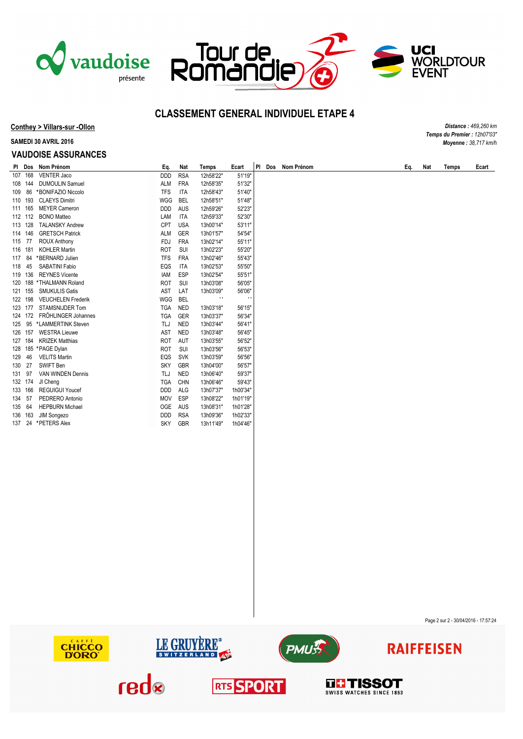# CLASSEMENT GENERAL INDIVIDUEL ETAPE 4

**Conthey > Villars-sur -Ollon**

**SAMEDI 30 AVRIL 2016**

## VAUDOISE ASSURANCES

***Distance :*** *469,260 km*
***Temps du Premier :*** *12h07'03"*
***Moyenne :*** *38,717 km/h*

| Pl | Dos | Nom Prénom | Eq. | Nat | Temps | Ecart |
|---|---|---|---|---|---|---|
| 107 | 168 | VENTER Jaco | DDD | RSA | 12h58'22" | 51'19" |
| 108 | 144 | DUMOULIN Samuel | ALM | FRA | 12h58'35" | 51'32" |
| 109 | 86 | *BONIFAZIO Niccolo | TFS | ITA | 12h58'43" | 51'40" |
| 110 | 193 | CLAEYS Dimitri | WGG | BEL | 12h58'51" | 51'48" |
| 111 | 165 | MEYER Cameron | DDD | AUS | 12h59'26" | 52'23" |
| 112 | 112 | BONO Matteo | LAM | ITA | 12h59'33" | 52'30" |
| 113 | 128 | TALANSKY Andrew | CPT | USA | 13h00'14" | 53'11" |
| 114 | 146 | GRETSCH Patrick | ALM | GER | 13h01'57" | 54'54" |
| 115 | 77 | ROUX Anthony | FDJ | FRA | 13h02'14" | 55'11" |
| 116 | 181 | KOHLER Martin | ROT | SUI | 13h02'23" | 55'20" |
| 117 | 84 | *BERNARD Julien | TFS | FRA | 13h02'46" | 55'43" |
| 118 | 45 | SABATINI Fabio | EQS | ITA | 13h02'53" | 55'50" |
| 119 | 136 | REYNES Vicente | IAM | ESP | 13h02'54" | 55'51" |
| 120 | 188 | *THALMANN Roland | ROT | SUI | 13h03'08" | 56'05" |
| 121 | 155 | SMUKULIS Gatis | AST | LAT | 13h03'09" | 56'06" |
| 122 | 198 | VEUCHELEN Frederik | WGG | BEL | " | " |
| 123 | 177 | STAMSNIJDER Tom | TGA | NED | 13h03'18" | 56'15" |
| 124 | 172 | FRÖHLINGER Johannes | TGA | GER | 13h03'37" | 56'34" |
| 125 | 95 | *LAMMERTINK Steven | TLJ | NED | 13h03'44" | 56'41" |
| 126 | 157 | WESTRA Lieuwe | AST | NED | 13h03'48" | 56'45" |
| 127 | 184 | KRIZEK Matthias | ROT | AUT | 13h03'55" | 56'52" |
| 128 | 185 | *PAGE Dylan | ROT | SUI | 13h03'56" | 56'53" |
| 129 | 46 | VELITS Martin | EQS | SVK | 13h03'59" | 56'56" |
| 130 | 27 | SWIFT Ben | SKY | GBR | 13h04'00" | 56'57" |
| 131 | 97 | VAN WINDEN Dennis | TLJ | NED | 13h06'40" | 59'37" |
| 132 | 174 | JI Cheng | TGA | CHN | 13h06'46" | 59'43" |
| 133 | 166 | REGUIGUI Youcef | DDD | ALG | 13h07'37" | 1h00'34" |
| 134 | 57 | PEDRERO Antonio | MOV | ESP | 13h08'22" | 1h01'19" |
| 135 | 64 | HEPBURN Michael | OGE | AUS | 13h08'31" | 1h01'28" |
| 136 | 163 | JIM Songezo | DDD | RSA | 13h09'36" | 1h02'33" |
| 137 | 24 | *PETERS Alex | SKY | GBR | 13h11'49" | 1h04'46" |

Page 2 sur 2 - 30/04/2016 - 17:57:24